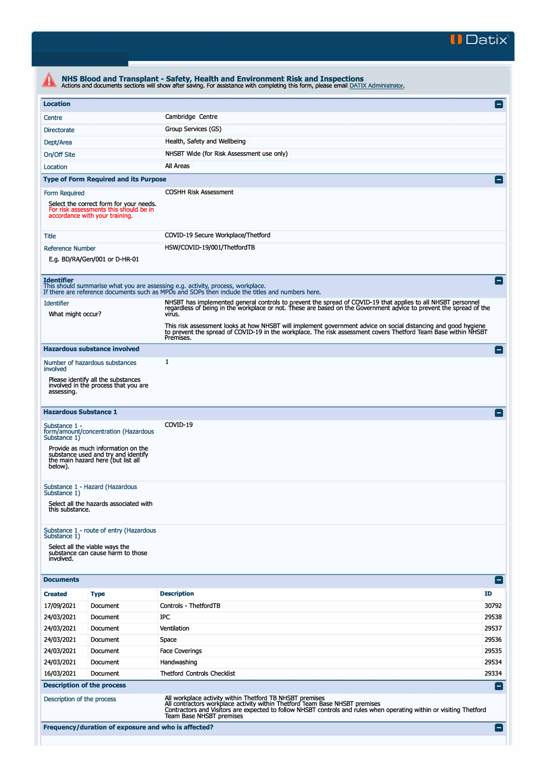Datix

# NHS Blood and Transplant - Safety, Health and Environment Risk and Inspections

Actions and documents sections will show after saving. For assistance with completing this form, please email DATIX Administrator.

## Location

| | |
|---|---|
| Centre | Cambridge Centre |
| Directorate | Group Services (GS) |
| Dept/Area | Health, Safety and Wellbeing |
| On/Off Site | NHSBT Wide (for Risk Assessment use only) |
| Location | All Areas |

## Type of Form Required and its Purpose

| | |
|---|---|
| Form Required<br>Select the correct form for your needs. For risk assessments this should be in accordance with your training. | COSHH Risk Assessment |
| Title | COVID-19 Secure Workplace/Thetford |
| Reference Number<br>E.g. BD/RA/Gen/001 or D-HR-01 | HSW/COVID-19/001/ThetfordTB |

## Identifier

This should summarise what you are assessing e.g. activity, process, workplace.
If there are reference documents such as MPDs and SOPs then include the titles and numbers here.

| | |
|---|---|
| Identifier<br>What might occur? | NHSBT has implemented general controls to prevent the spread of COVID-19 that applies to all NHSBT personnel regardless of being in the workplace or not. These are based on the Government advice to prevent the spread of the virus.<br><br>This risk assessment looks at how NHSBT will implement government advice on social distancing and good hygiene to prevent the spread of COVID-19 in the workplace. The risk assessment covers Thetford Team Base within NHSBT Premises. |

## Hazardous substance involved

| | |
|---|---|
| Number of hazardous substances involved<br>Please identify all the substances involved in the process that you are assessing. | 1 |

## Hazardous Substance 1

| | |
|---|---|
| Substance 1 - form/amount/concentration (Hazardous Substance 1)<br>Provide as much information on the substance used and try and identify the main hazard here (but list all below). | COVID-19 |
| Substance 1 - Hazard (Hazardous Substance 1)<br>Select all the hazards associated with this substance. | |
| Substance 1 - route of entry (Hazardous Substance 1)<br>Select all the viable ways the substance can cause harm to those involved. | |

## Documents

| Created | Type | Description | ID |
|---|---|---|---|
| 17/09/2021 | Document | Controls - ThetfordTB | 30792 |
| 24/03/2021 | Document | IPC | 29538 |
| 24/03/2021 | Document | Ventilation | 29537 |
| 24/03/2021 | Document | Space | 29536 |
| 24/03/2021 | Document | Face Coverings | 29535 |
| 24/03/2021 | Document | Handwashing | 29534 |
| 16/03/2021 | Document | Thetford Controls Checklist | 29334 |

## Description of the process

| | |
|---|---|
| Description of the process | All workplace activity within Thetford TB NHSBT premises<br>All contractors workplace activity within Thetford Team Base NHSBT premises<br>Contractors and Visitors are expected to follow NHSBT controls and rules when operating within or visiting Thetford Team Base NHSBT premises |

## Frequency/duration of exposure and who is affected?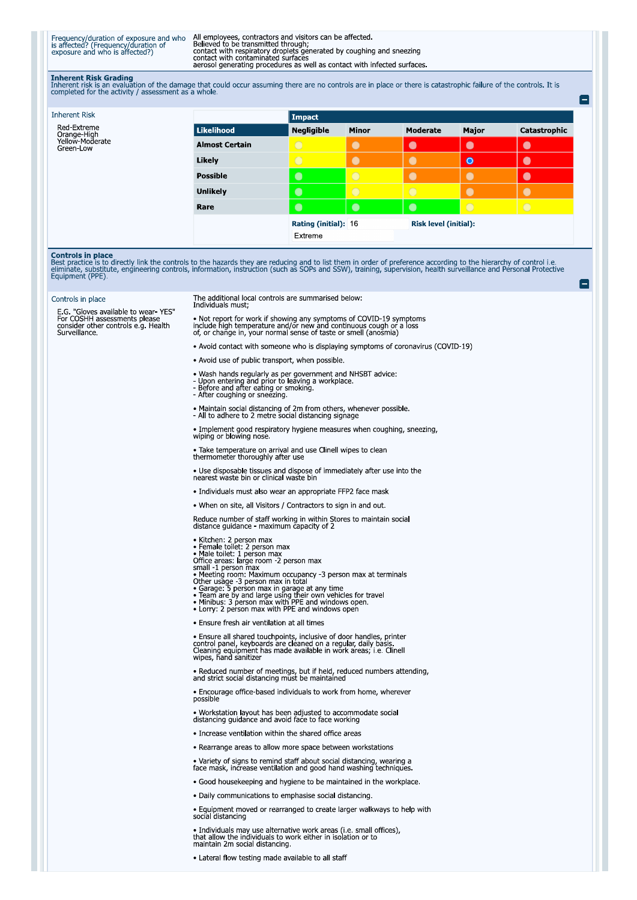| Frequency/duration of exposure and who is affected? (Frequency/duration of exposure and who is affected?) | All employees, contractors and visitors can be affected. Believed to be transmitted through; contact with respiratory droplets generated by coughing and sneezing contact with contaminated surfaces aerosol generating procedures as well as contact with infected surfaces. |
|---|---|

**Inherent Risk Grading**
Inherent risk is an evaluation of the damage that could occur assuming there are no controls are in place or there is catastrophic failure of the controls. It is completed for the activity / assessment as a whole.

Inherent Risk

Red-Extreme
Orange-High
Yellow-Moderate
Green-Low

| | Impact | | | | |
|---|---|---|---|---|---|
| **Likelihood** | **Negligible** | **Minor** | **Moderate** | **Major** | **Catastrophic** |
| **Almost Certain** | Yellow | Orange | Red | Red | Red |
| **Likely** | Yellow | Orange | Orange | Red (selected) | Red |
| **Possible** | Green | Yellow | Orange | Orange | Red |
| **Unlikely** | Green | Yellow | Yellow | Orange | Orange |
| **Rare** | Green | Green | Green | Yellow | Yellow |

**Rating (initial):** 16 **Risk level (initial):** Extreme

**Controls in place**
Best practice is to directly link the controls to the hazards they are reducing and to list them in order of preference according to the hierarchy of control i.e. eliminate, substitute, engineering controls, information, instruction (such as SOPs and SSW), training, supervision, health surveillance and Personal Protective Equipment (PPE).

Controls in place

E.G. "Gloves available to wear- YES" For COSHH assessments please consider other controls e.g. Health Surveillance.

The additional local controls are summarised below:
Individuals must;

- Not report for work if showing any symptoms of COVID-19 symptoms include high temperature and/or new and continuous cough or a loss of, or change in, your normal sense of taste or smell (anosmia)
- Avoid contact with someone who is displaying symptoms of coronavirus (COVID-19)
- Avoid use of public transport, when possible.
- Wash hands regularly as per government and NHSBT advice:
  - Upon entering and prior to leaving a workplace.
  - Before and after eating or smoking.
  - After coughing or sneezing.
- Maintain social distancing of 2m from others, whenever possible.
  - All to adhere to 2 metre social distancing signage
- Implement good respiratory hygiene measures when coughing, sneezing, wiping or blowing nose.
- Take temperature on arrival and use Clinell wipes to clean thermometer thoroughly after use
- Use disposable tissues and dispose of immediately after use into the nearest waste bin or clinical waste bin
- Individuals must also wear an appropriate FFP2 face mask
- When on site, all Visitors / Contractors to sign in and out.

Reduce number of staff working in within Stores to maintain social distance guidance - maximum capacity of 2

- Kitchen: 2 person max
- Female toilet: 2 person max
- Male toilet: 1 person max

Office areas: large room -2 person max
small -1 person max

- Meeting room: Maximum occupancy -3 person max at terminals

Other usage -3 person max in total

- Garage: 5 person max in garage at any time
- Team are by and large using their own vehicles for travel
- Minibus: 3 person max with PPE and windows open.
- Lorry: 2 person max with PPE and windows open

- Ensure fresh air ventilation at all times
- Ensure all shared touchpoints, inclusive of door handles, printer control panel, keyboards are cleaned on a regular, daily basis. Cleaning equipment has made available in work areas; i.e. Clinell wipes, hand sanitizer
- Reduced number of meetings, but if held, reduced numbers attending, and strict social distancing must be maintained
- Encourage office-based individuals to work from home, wherever possible
- Workstation layout has been adjusted to accommodate social distancing guidance and avoid face to face working
- Increase ventilation within the shared office areas
- Rearrange areas to allow more space between workstations
- Variety of signs to remind staff about social distancing, wearing a face mask, increase ventilation and good hand washing techniques.
- Good housekeeping and hygiene to be maintained in the workplace.
- Daily communications to emphasise social distancing.
- Equipment moved or rearranged to create larger walkways to help with social distancing
- Individuals may use alternative work areas (i.e. small offices), that allow the individuals to work either in isolation or to maintain 2m social distancing.
- Lateral flow testing made available to all staff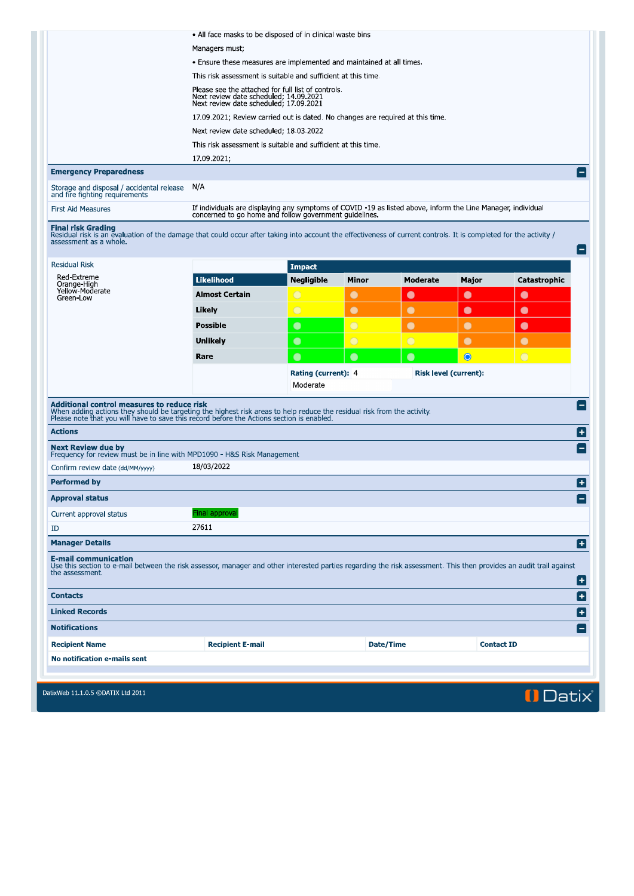• All face masks to be disposed of in clinical waste bins

Managers must;

• Ensure these measures are implemented and maintained at all times.

This risk assessment is suitable and sufficient at this time.

Please see the attached for full list of controls.
Next review date scheduled; 14.09.2021
Next review date scheduled; 17.09.2021

17.09.2021; Review carried out is dated. No changes are required at this time.

Next review date scheduled; 18.03.2022

This risk assessment is suitable and sufficient at this time.

17.09.2021;

## Emergency Preparedness

| | |
|---|---|
| Storage and disposal / accidental release and fire fighting requirements | N/A |
| First Aid Measures | If individuals are displaying any symptoms of COVID -19 as listed above, inform the Line Manager, individual concerned to go home and follow government guidelines. |

## Final risk Grading

Residual risk is an evaluation of the damage that could occur after taking into account the effectiveness of current controls. It is completed for the activity / assessment as a whole.

Residual Risk

Red-Extreme
Orange-High
Yellow-Moderate
Green-Low

| | Impact | | | | |
|---|---|---|---|---|---|
| **Likelihood** | **Negligible** | **Minor** | **Moderate** | **Major** | **Catastrophic** |
| **Almost Certain** | | | | | |
| **Likely** | | | | | |
| **Possible** | | | | | |
| **Unlikely** | | | | | |
| **Rare** | | | | ● | |

**Rating (current):** 4 **Risk level (current):** Moderate

## Additional control measures to reduce risk

When adding actions they should be targeting the highest risk areas to help reduce the residual risk from the activity.
Please note that you will have to save this record before the Actions section is enabled.

## Actions

## Next Review due by

Frequency for review must be in line with MPD1090 - H&S Risk Management

| | |
|---|---|
| Confirm review date (dd/MM/yyyy) | 18/03/2022 |

## Performed by

## Approval status

| | |
|---|---|
| Current approval status | Final approval |
| ID | 27611 |

## Manager Details

## E-mail communication

Use this section to e-mail between the risk assessor, manager and other interested parties regarding the risk assessment. This then provides an audit trail against the assessment.

## Contacts

## Linked Records

## Notifications

| Recipient Name | Recipient E-mail | Date/Time | Contact ID |
|---|---|---|---|
| No notification e-mails sent | | | |

DatixWeb 11.1.0.5 ©DATIX Ltd 2011

Datix